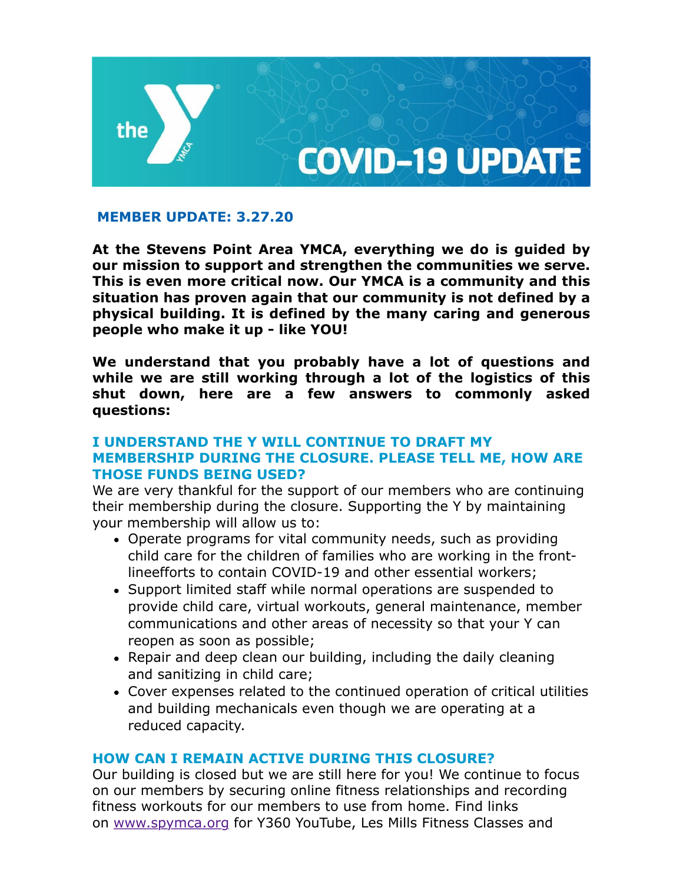# COVID-19 UPDATE

## MEMBER UPDATE: 3.27.20

**At the Stevens Point Area YMCA, everything we do is guided by our mission to support and strengthen the communities we serve. This is even more critical now. Our YMCA is a community and this situation has proven again that our community is not defined by a physical building. It is defined by the many caring and generous people who make it up - like YOU!**

**We understand that you probably have a lot of questions and while we are still working through a lot of the logistics of this shut down, here are a few answers to commonly asked questions:**

### I UNDERSTAND THE Y WILL CONTINUE TO DRAFT MY MEMBERSHIP DURING THE CLOSURE. PLEASE TELL ME, HOW ARE THOSE FUNDS BEING USED?

We are very thankful for the support of our members who are continuing their membership during the closure. Supporting the Y by maintaining your membership will allow us to:

- Operate programs for vital community needs, such as providing child care for the children of families who are working in the front-lineefforts to contain COVID-19 and other essential workers;
- Support limited staff while normal operations are suspended to provide child care, virtual workouts, general maintenance, member communications and other areas of necessity so that your Y can reopen as soon as possible;
- Repair and deep clean our building, including the daily cleaning and sanitizing in child care;
- Cover expenses related to the continued operation of critical utilities and building mechanicals even though we are operating at a reduced capacity.

### HOW CAN I REMAIN ACTIVE DURING THIS CLOSURE?

Our building is closed but we are still here for you! We continue to focus on our members by securing online fitness relationships and recording fitness workouts for our members to use from home. Find links on www.spymca.org for Y360 YouTube, Les Mills Fitness Classes and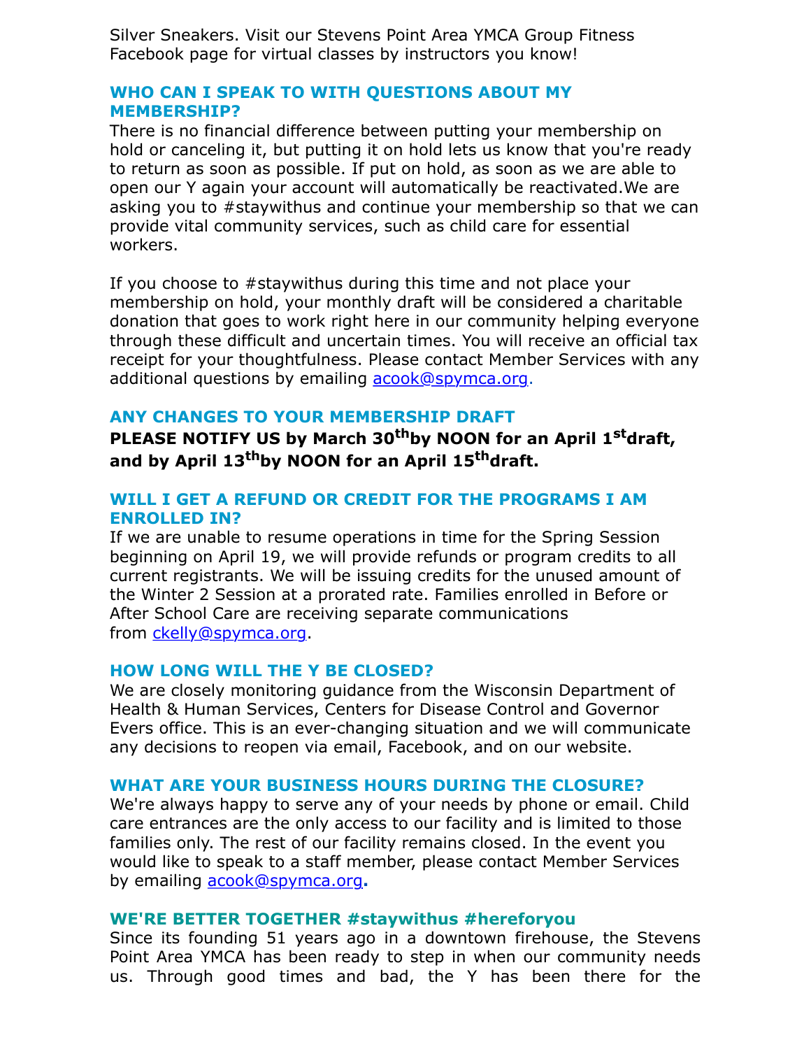Silver Sneakers. Visit our Stevens Point Area YMCA Group Fitness Facebook page for virtual classes by instructors you know!

### WHO CAN I SPEAK TO WITH QUESTIONS ABOUT MY MEMBERSHIP?

There is no financial difference between putting your membership on hold or canceling it, but putting it on hold lets us know that you're ready to return as soon as possible. If put on hold, as soon as we are able to open our Y again your account will automatically be reactivated.We are asking you to #staywithus and continue your membership so that we can provide vital community services, such as child care for essential workers.

If you choose to #staywithus during this time and not place your membership on hold, your monthly draft will be considered a charitable donation that goes to work right here in our community helping everyone through these difficult and uncertain times. You will receive an official tax receipt for your thoughtfulness. Please contact Member Services with any additional questions by emailing acook@spymca.org.

### ANY CHANGES TO YOUR MEMBERSHIP DRAFT

**PLEASE NOTIFY US by March 30th by NOON for an April 1st draft, and by April 13th by NOON for an April 15th draft.**

### WILL I GET A REFUND OR CREDIT FOR THE PROGRAMS I AM ENROLLED IN?

If we are unable to resume operations in time for the Spring Session beginning on April 19, we will provide refunds or program credits to all current registrants. We will be issuing credits for the unused amount of the Winter 2 Session at a prorated rate. Families enrolled in Before or After School Care are receiving separate communications from ckelly@spymca.org.

### HOW LONG WILL THE Y BE CLOSED?

We are closely monitoring guidance from the Wisconsin Department of Health & Human Services, Centers for Disease Control and Governor Evers office. This is an ever-changing situation and we will communicate any decisions to reopen via email, Facebook, and on our website.

### WHAT ARE YOUR BUSINESS HOURS DURING THE CLOSURE?

We're always happy to serve any of your needs by phone or email. Child care entrances are the only access to our facility and is limited to those families only. The rest of our facility remains closed. In the event you would like to speak to a staff member, please contact Member Services by emailing acook@spymca.org**.**

### WE'RE BETTER TOGETHER #staywithus #hereforyou

Since its founding 51 years ago in a downtown firehouse, the Stevens Point Area YMCA has been ready to step in when our community needs us. Through good times and bad, the Y has been there for the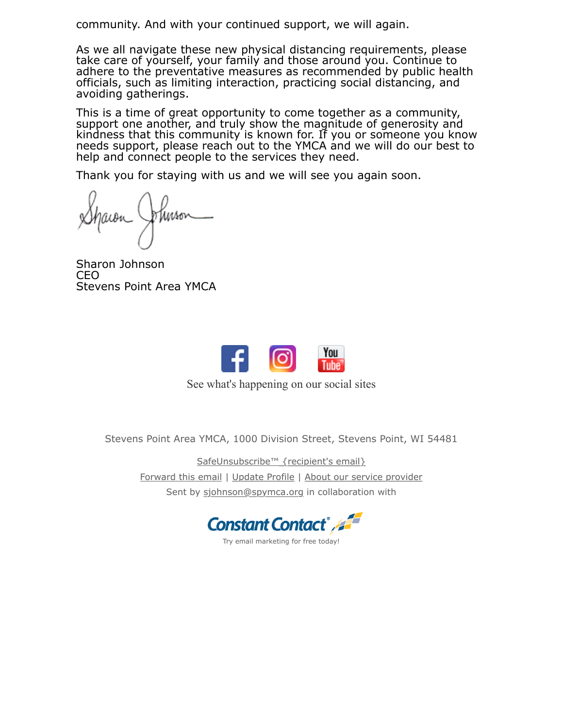community. And with your continued support, we will again.

As we all navigate these new physical distancing requirements, please take care of yourself, your family and those around you. Continue to adhere to the preventative measures as recommended by public health officials, such as limiting interaction, practicing social distancing, and avoiding gatherings.

This is a time of great opportunity to come together as a community, support one another, and truly show the magnitude of generosity and kindness that this community is known for. If you or someone you know needs support, please reach out to the YMCA and we will do our best to help and connect people to the services they need.

Thank you for staying with us and we will see you again soon.

Sharon Johnson
CEO
Stevens Point Area YMCA

See what's happening on our social sites

Stevens Point Area YMCA, 1000 Division Street, Stevens Point, WI 54481

SafeUnsubscribe™ {recipient's email}

Forward this email | Update Profile | About our service provider

Sent by sjohnson@spymca.org in collaboration with

Constant Contact

Try email marketing for free today!